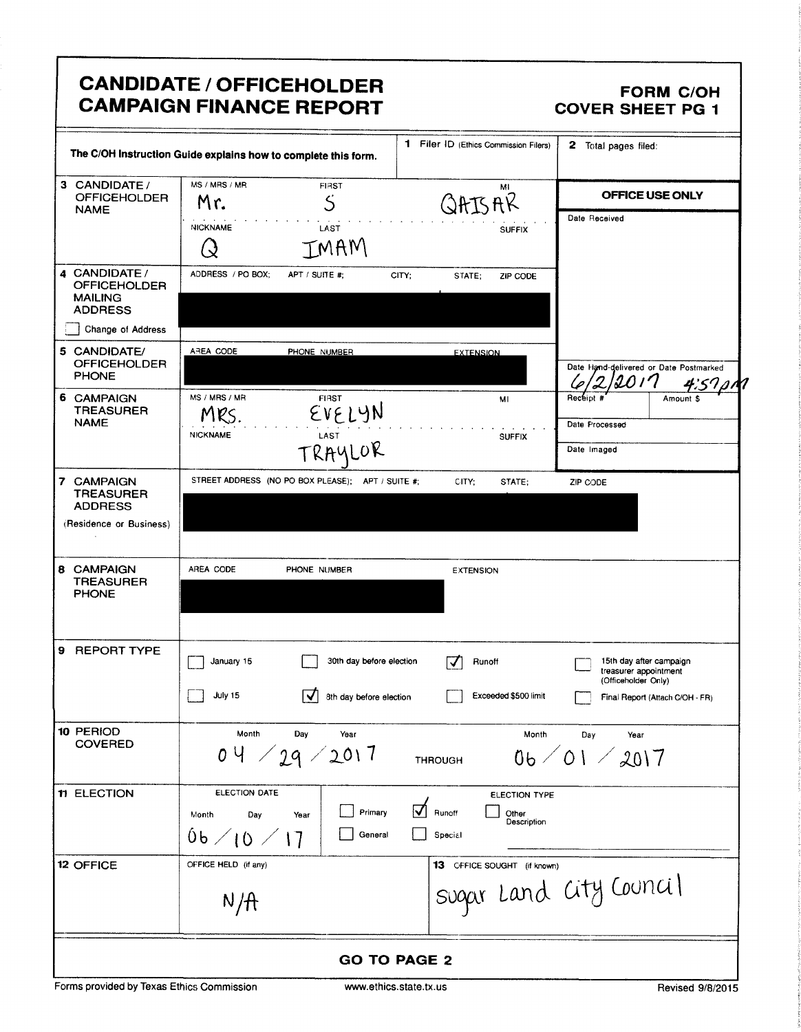# CANDIDATE / OFFICEHOLDER CAMPAIGN FINANCE REPORT

**FORM C/OH COVER SHEET PG 1**

| | | | |
|---|---|---|---|
| The C/OH Instruction Guide explains how to complete this form. | | **1** Filer ID (Ethics Commission Filers) | **2** Total pages filed: |
| **3 CANDIDATE / OFFICEHOLDER NAME** | MS / MRS / MR: Mr. FIRST: S MI: QAISAR NICKNAME: Q LAST: IMAM SUFFIX: | | **OFFICE USE ONLY** Date Received |
| **4 CANDIDATE / OFFICEHOLDER MAILING ADDRESS** ☐ Change of Address | ADDRESS / PO BOX; APT / SUITE #; CITY; STATE; ZIP CODE | | |
| **5 CANDIDATE/ OFFICEHOLDER PHONE** | AREA CODE PHONE NUMBER EXTENSION | | Date Hand-delivered or Date Postmarked 6/2/2017 4:57pm |
| **6 CAMPAIGN TREASURER NAME** | MS / MRS / MR: MRS. FIRST: EVELYN MI: NICKNAME: LAST: TRAYLOR SUFFIX: | | Receipt # Amount $ Date Processed Date Imaged |
| **7 CAMPAIGN TREASURER ADDRESS** (Residence or Business) | STREET ADDRESS (NO PO BOX PLEASE); APT / SUITE #; CITY; STATE; ZIP CODE | | |
| **8 CAMPAIGN TREASURER PHONE** | AREA CODE PHONE NUMBER EXTENSION | | |
| **9 REPORT TYPE** | ☐ January 15 ☐ July 15 ☐ 30th day before election ☑ 8th day before election | ☑ Runoff ☐ Exceeded $500 limit | ☐ 15th day after campaign treasurer appointment (Officeholder Only) ☐ Final Report (Attach C/OH - FR) |
| **10 PERIOD COVERED** | Month Day Year 04 / 29 / 2017 THROUGH | Month Day Year 06 / 01 / 2017 | |
| **11 ELECTION** | ELECTION DATE Month Day Year 06 / 10 / 17 | ELECTION TYPE ☐ Primary ☐ General ☑ Runoff ☐ Special ☐ Other Description | |
| **12 OFFICE** | OFFICE HELD (if any) N/A | **13** OFFICE SOUGHT (if known) Sugar Land City Council | |

**GO TO PAGE 2**

Forms provided by Texas Ethics Commission www.ethics.state.tx.us Revised 9/8/2015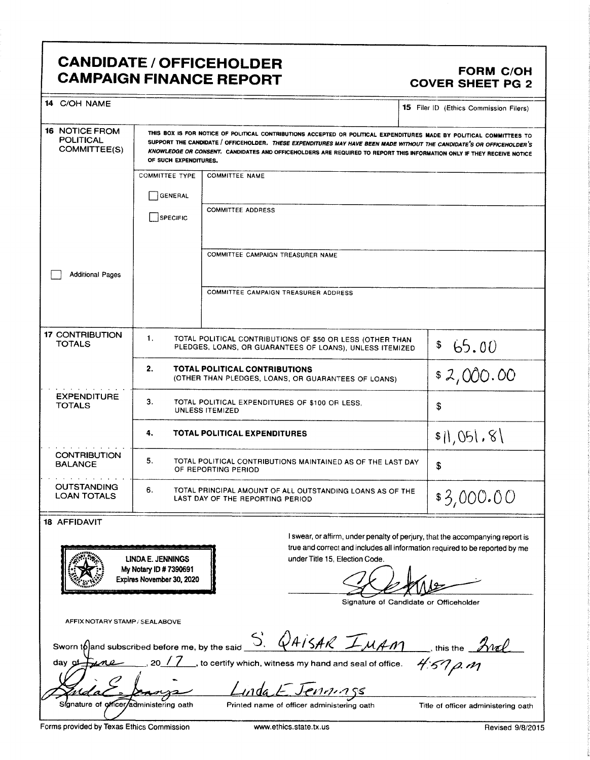# CANDIDATE / OFFICEHOLDER CAMPAIGN FINANCE REPORT

**FORM C/OH COVER SHEET PG 2**

| | |
|---|---|
| **14** C/OH NAME | **15** Filer ID (Ethics Commission Filers) |

**16 NOTICE FROM POLITICAL COMMITTEE(S)**

THIS BOX IS FOR NOTICE OF POLITICAL CONTRIBUTIONS ACCEPTED OR POLITICAL EXPENDITURES MADE BY POLITICAL COMMITTEES TO SUPPORT THE CANDIDATE / OFFICEHOLDER. *THESE EXPENDITURES MAY HAVE BEEN MADE WITHOUT THE CANDIDATE'S OR OFFICEHOLDER'S KNOWLEDGE OR CONSENT.* CANDIDATES AND OFFICEHOLDERS ARE REQUIRED TO REPORT THIS INFORMATION ONLY IF THEY RECEIVE NOTICE OF SUCH EXPENDITURES.

| COMMITTEE TYPE | |
|---|---|
| ☐ GENERAL | COMMITTEE NAME |
| ☐ SPECIFIC | COMMITTEE ADDRESS |
| | COMMITTEE CAMPAIGN TREASURER NAME |
| | COMMITTEE CAMPAIGN TREASURER ADDRESS |

☐ Additional Pages

| | | | |
|---|---|---|---|
| **17 CONTRIBUTION TOTALS** | 1. | TOTAL POLITICAL CONTRIBUTIONS OF $50 OR LESS (OTHER THAN PLEDGES, LOANS, OR GUARANTEES OF LOANS), UNLESS ITEMIZED | $ 65.00 |
| | 2. | **TOTAL POLITICAL CONTRIBUTIONS** (OTHER THAN PLEDGES, LOANS, OR GUARANTEES OF LOANS) | $ 2,000.00 |
| **EXPENDITURE TOTALS** | 3. | TOTAL POLITICAL EXPENDITURES OF $100 OR LESS, UNLESS ITEMIZED | $ |
| | 4. | **TOTAL POLITICAL EXPENDITURES** | $ 11,051.81 |
| **CONTRIBUTION BALANCE** | 5. | TOTAL POLITICAL CONTRIBUTIONS MAINTAINED AS OF THE LAST DAY OF REPORTING PERIOD | $ |
| **OUTSTANDING LOAN TOTALS** | 6. | TOTAL PRINCIPAL AMOUNT OF ALL OUTSTANDING LOANS AS OF THE LAST DAY OF THE REPORTING PERIOD | $ 3,000.00 |

**18 AFFIDAVIT**

LINDA E. JENNINGS
My Notary ID # 7390691
Expires November 30, 2020

AFFIX NOTARY STAMP / SEAL ABOVE

I swear, or affirm, under penalty of perjury, that the accompanying report is true and correct and includes all information required to be reported by me under Title 15, Election Code.

[signature]

Signature of Candidate or Officeholder

Sworn to and subscribed before me, by the said S. QAISAR IMAM, this the 2nd day of June, 20 17, to certify which, witness my hand and seal of office. 4:57 p.m

| [signature] | Linda E. Jennings | |
|---|---|---|
| Signature of officer administering oath | Printed name of officer administering oath | Title of officer administering oath |

Forms provided by Texas Ethics Commission www.ethics.state.tx.us Revised 9/8/2015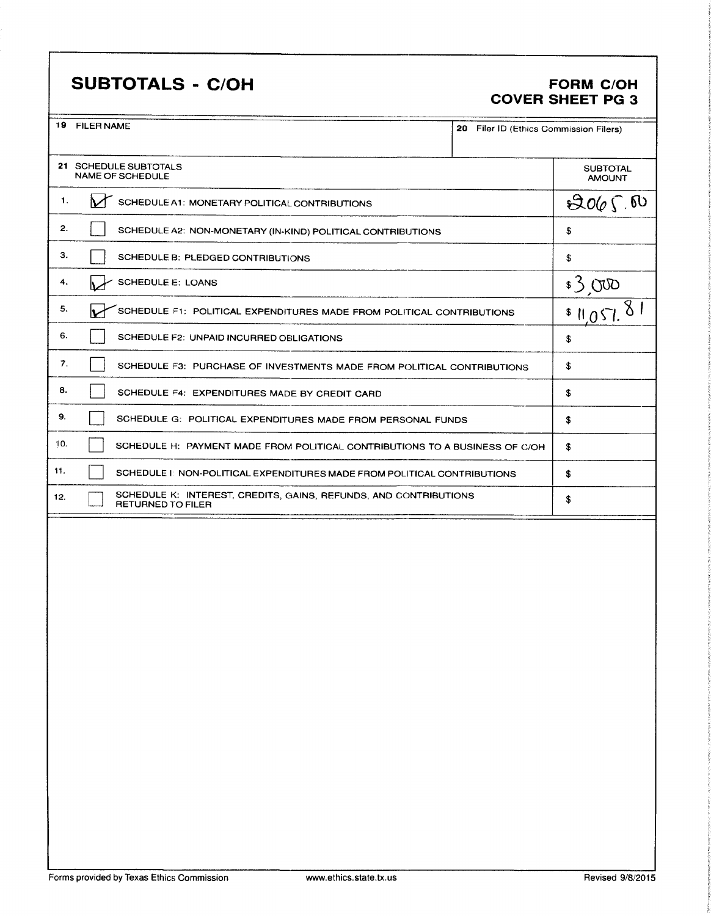# SUBTOTALS - C/OH

**FORM C/OH**
**COVER SHEET PG 3**

| 19 FILER NAME | 20 Filer ID (Ethics Commission Filers) |
| --- | --- |
| | |

| 21 SCHEDULE SUBTOTALS NAME OF SCHEDULE | | SUBTOTAL AMOUNT |
| --- | --- | --- |
| 1. | ☑ SCHEDULE A1: MONETARY POLITICAL CONTRIBUTIONS | $2065.60 |
| 2. | ☐ SCHEDULE A2: NON-MONETARY (IN-KIND) POLITICAL CONTRIBUTIONS | $ |
| 3. | ☐ SCHEDULE B: PLEDGED CONTRIBUTIONS | $ |
| 4. | ☑ SCHEDULE E: LOANS | $3,000 |
| 5. | ☑ SCHEDULE F1: POLITICAL EXPENDITURES MADE FROM POLITICAL CONTRIBUTIONS | $11,057.81 |
| 6. | ☐ SCHEDULE F2: UNPAID INCURRED OBLIGATIONS | $ |
| 7. | ☐ SCHEDULE F3: PURCHASE OF INVESTMENTS MADE FROM POLITICAL CONTRIBUTIONS | $ |
| 8. | ☐ SCHEDULE F4: EXPENDITURES MADE BY CREDIT CARD | $ |
| 9. | ☐ SCHEDULE G: POLITICAL EXPENDITURES MADE FROM PERSONAL FUNDS | $ |
| 10. | ☐ SCHEDULE H: PAYMENT MADE FROM POLITICAL CONTRIBUTIONS TO A BUSINESS OF C/OH | $ |
| 11. | ☐ SCHEDULE I: NON-POLITICAL EXPENDITURES MADE FROM POLITICAL CONTRIBUTIONS | $ |
| 12. | ☐ SCHEDULE K: INTEREST, CREDITS, GAINS, REFUNDS, AND CONTRIBUTIONS RETURNED TO FILER | $ |

Forms provided by Texas Ethics Commission www.ethics.state.tx.us Revised 9/8/2015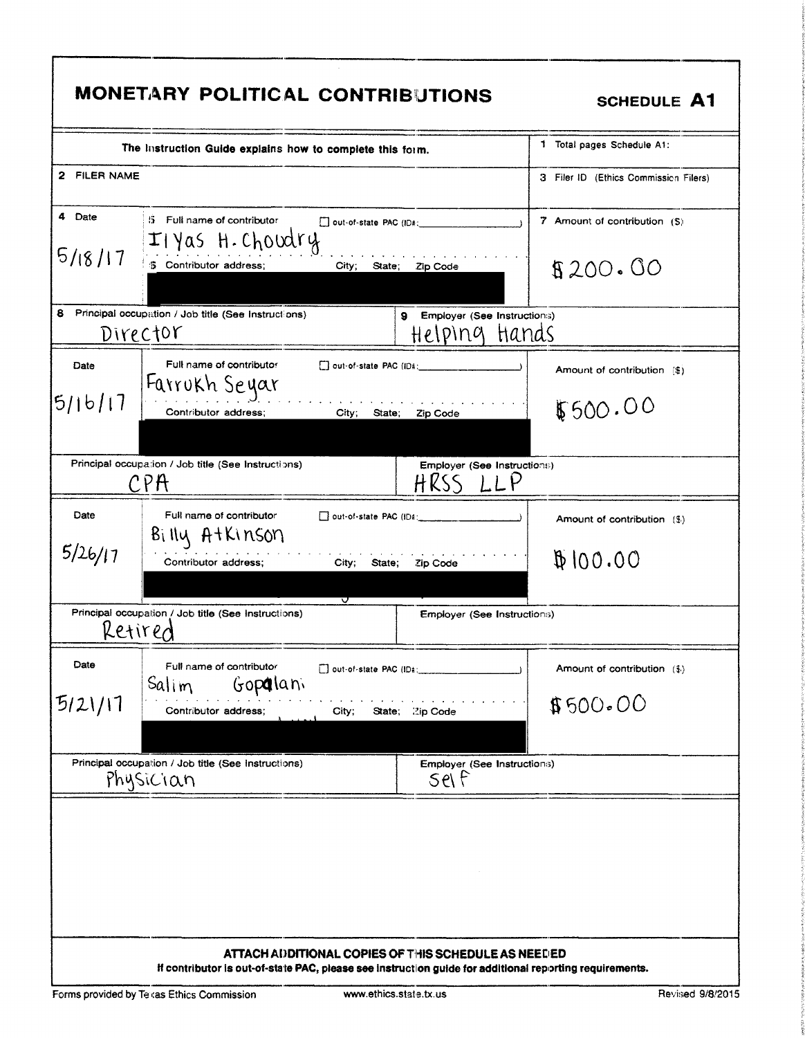# MONETARY POLITICAL CONTRIBUTIONS

**SCHEDULE A1**

| | |
|---|---|
| The Instruction Guide explains how to complete this form. | 1 Total pages Schedule A1: |
| 2 FILER NAME | 3 Filer ID (Ethics Commission Filers) |

| 4 Date | 5 Full name of contributor ☐ out-of-state PAC (ID#: ) / 6 Contributor address; City; State; Zip Code | 7 Amount of contribution ($) |
|---|---|---|
| 5/18/17 | Ilyas H. Choudry | $200.00 |
| 8 Principal occupation / Job title (See Instructions): Director | 9 Employer (See Instructions): Helping Hands | |
| 5/16/17 | Farrukh Seyar | $500.00 |
| Principal occupation / Job title (See Instructions): CPA | Employer (See Instructions): HRSS LLP | |
| 5/26/17 | Billy Atkinson | $100.00 |
| Principal occupation / Job title (See Instructions): Retired | Employer (See Instructions): | |
| 5/21/17 | Salim Gopalani | $500.00 |
| Principal occupation / Job title (See Instructions): Physician | Employer (See Instructions): Self | |

**ATTACH ADDITIONAL COPIES OF THIS SCHEDULE AS NEEDED**

**If contributor is out-of-state PAC, please see instruction guide for additional reporting requirements.**

Forms provided by Texas Ethics Commission www.ethics.state.tx.us Revised 9/8/2015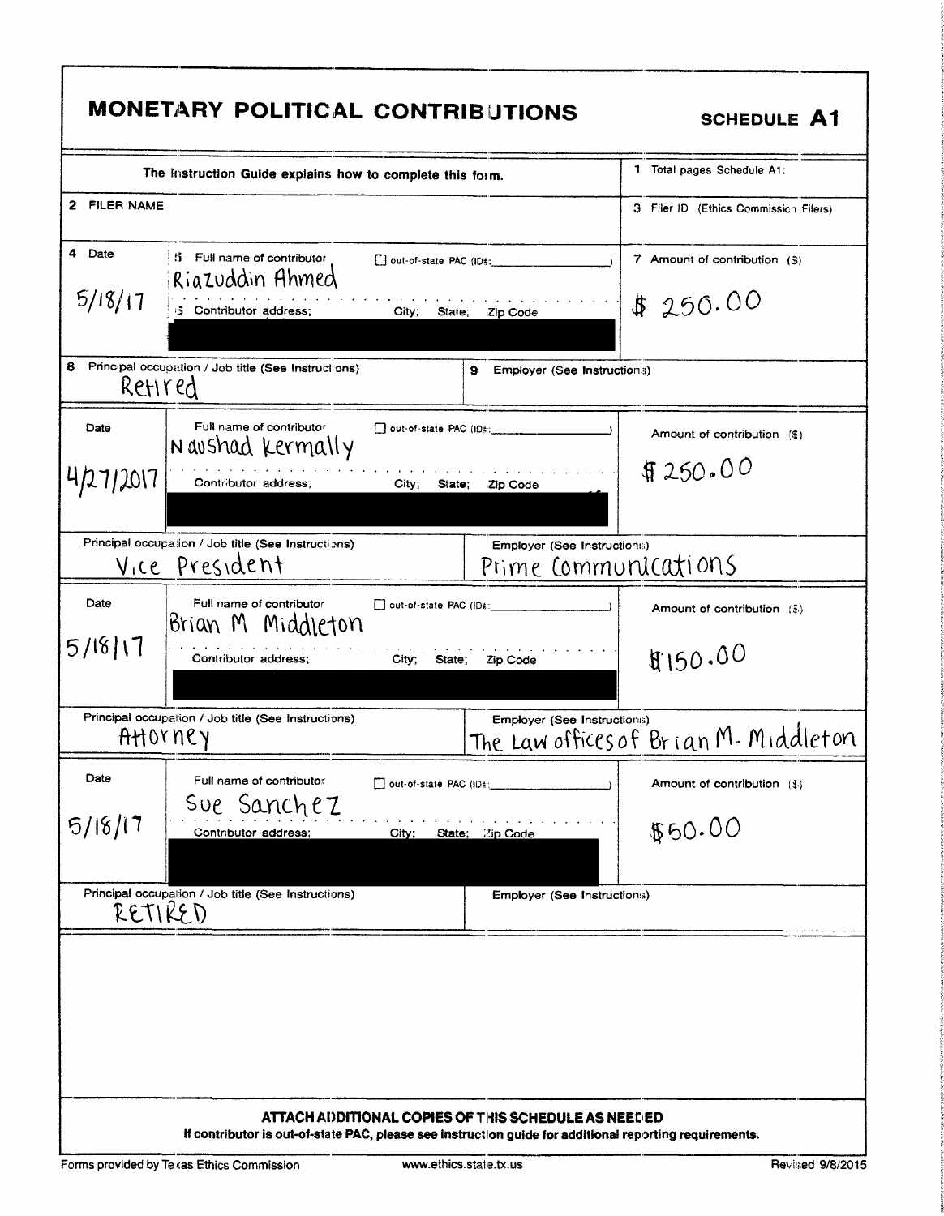# MONETARY POLITICAL CONTRIBUTIONS

**SCHEDULE A1**

**The Instruction Guide explains how to complete this form.**

1 Total pages Schedule A1:

2 FILER NAME

3 Filer ID (Ethics Commission Filers)

| 4 Date | 5 Full name of contributor ☐ out-of-state PAC (ID#: ) / 6 Contributor address; City; State; Zip Code | 7 Amount of contribution ($) |
|---|---|---|
| 5/18/17 | Riazuddin Ahmed | $ 250.00 |

8 Principal occupation / Job title (See Instructions): Retired

9 Employer (See Instructions):

| Date | Full name of contributor ☐ out-of-state PAC (ID#: ) / Contributor address; City; State; Zip Code | Amount of contribution ($) |
|---|---|---|
| 4/27/2017 | Naushad Kermally | $250.00 |

Principal occupation / Job title (See Instructions): Vice President

Employer (See Instructions): Prime Communications

| Date | Full name of contributor ☐ out-of-state PAC (ID#: ) / Contributor address; City; State; Zip Code | Amount of contribution ($) |
|---|---|---|
| 5/18/17 | Brian M Middleton | $150.00 |

Principal occupation / Job title (See Instructions): Attorney

Employer (See Instructions): The Law offices of Brian M. Middleton

| Date | Full name of contributor ☐ out-of-state PAC (ID#: ) / Contributor address; City; State; Zip Code | Amount of contribution ($) |
|---|---|---|
| 5/18/17 | Sue Sanchez | $50.00 |

Principal occupation / Job title (See Instructions): RETIRED

Employer (See Instructions):

**ATTACH ADDITIONAL COPIES OF THIS SCHEDULE AS NEEDED**

**If contributor is out-of-state PAC, please see instruction guide for additional reporting requirements.**

Forms provided by Texas Ethics Commission www.ethics.state.tx.us Revised 9/8/2015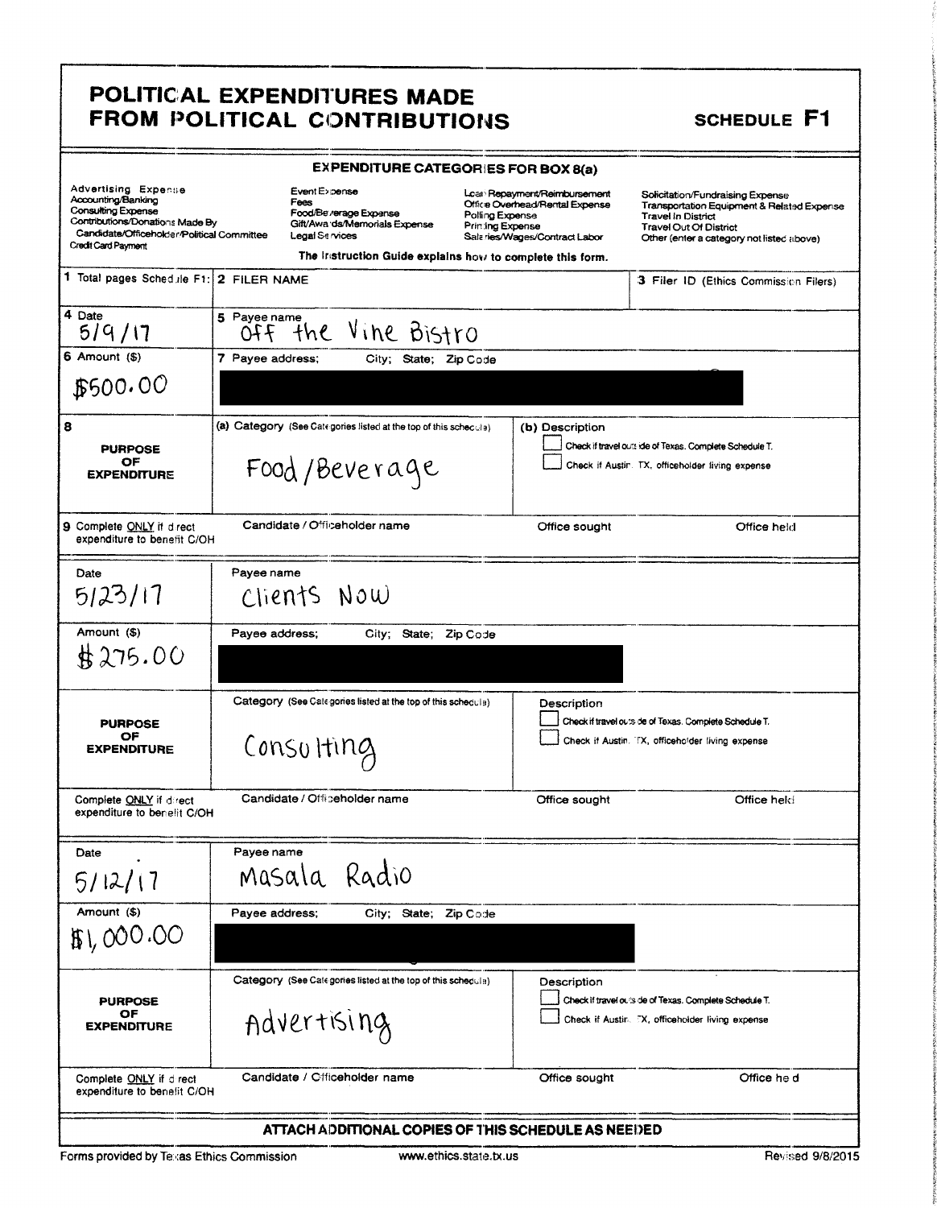# POLITICAL EXPENDITURES MADE FROM POLITICAL CONTRIBUTIONS

**SCHEDULE F1**

**EXPENDITURE CATEGORIES FOR BOX 8(a)**

| | | | |
|---|---|---|---|
| Advertising Expense<br>Accounting/Banking<br>Consulting Expense<br>Contributions/Donations Made By Candidate/Officeholder/Political Committee<br>Credit Card Payment | Event Expense<br>Fees<br>Food/Beverage Expense<br>Gift/Awards/Memorials Expense<br>Legal Services | Loan Repayment/Reimbursement<br>Office Overhead/Rental Expense<br>Polling Expense<br>Printing Expense<br>Salaries/Wages/Contract Labor | Solicitation/Fundraising Expense<br>Transportation Equipment & Related Expense<br>Travel In District<br>Travel Out Of District<br>Other (enter a category not listed above) |

The Instruction Guide explains how to complete this form.

| | | | |
|---|---|---|---|
| 1 Total pages Schedule F1: | 2 FILER NAME | | 3 Filer ID (Ethics Commission Filers) |
| 4 Date<br>5/9/17 | 5 Payee name<br>Off the Vine Bistro | | |
| 6 Amount ($)<br>$500.00 | 7 Payee address; City; State; Zip Code<br>[REDACTED] | | |
| 8 PURPOSE OF EXPENDITURE | (a) Category (See Categories listed at the top of this schedule)<br>Food/Beverage | (b) Description<br>☐ Check if travel outside of Texas. Complete Schedule T.<br>☐ Check if Austin, TX, officeholder living expense | |
| 9 Complete ONLY if direct expenditure to benefit C/OH | Candidate / Officeholder name | Office sought | Office held |
| Date<br>5/23/17 | Payee name<br>Clients Now | | |
| Amount ($)<br>$275.00 | Payee address; City; State; Zip Code<br>[REDACTED] | | |
| PURPOSE OF EXPENDITURE | Category (See Categories listed at the top of this schedule)<br>Consulting | Description<br>☐ Check if travel outside of Texas. Complete Schedule T.<br>☐ Check if Austin, TX, officeholder living expense | |
| Complete ONLY if direct expenditure to benefit C/OH | Candidate / Officeholder name | Office sought | Office held |
| Date<br>5/12/17 | Payee name<br>Masala Radio | | |
| Amount ($)<br>$1,000.00 | Payee address; City; State; Zip Code<br>[REDACTED] | | |
| PURPOSE OF EXPENDITURE | Category (See Categories listed at the top of this schedule)<br>Advertising | Description<br>☐ Check if travel outside of Texas. Complete Schedule T.<br>☐ Check if Austin, TX, officeholder living expense | |
| Complete ONLY if direct expenditure to benefit C/OH | Candidate / Officeholder name | Office sought | Office held |

**ATTACH ADDITIONAL COPIES OF THIS SCHEDULE AS NEEDED**

Forms provided by Texas Ethics Commission    www.ethics.state.tx.us    Revised 9/8/2015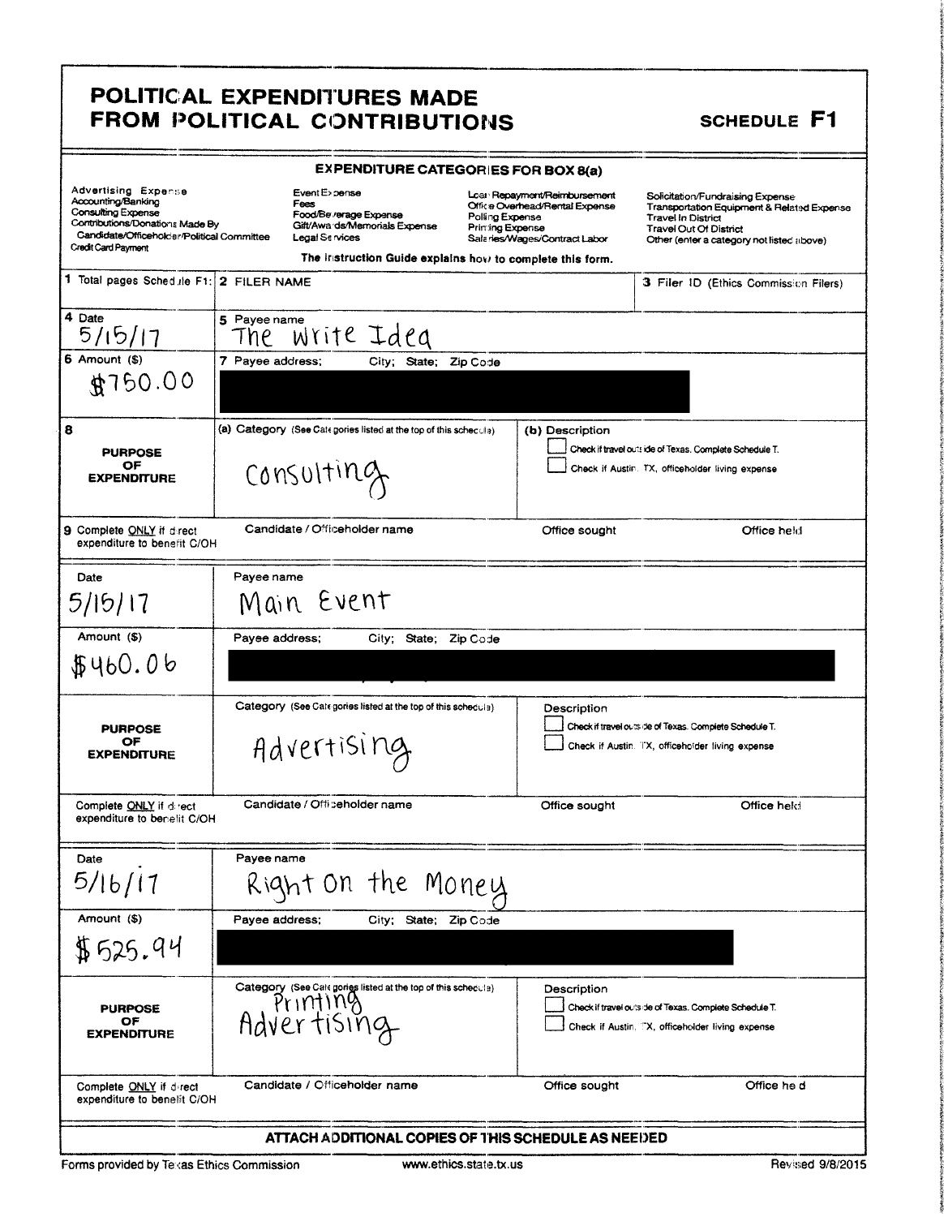# POLITICAL EXPENDITURES MADE FROM POLITICAL CONTRIBUTIONS

**SCHEDULE F1**

**EXPENDITURE CATEGORIES FOR BOX 8(a)**

| | | | |
|---|---|---|---|
| Advertising Expense | Event Expense | Loan Repayment/Reimbursement | Solicitation/Fundraising Expense |
| Accounting/Banking | Fees | Office Overhead/Rental Expense | Transportation Equipment & Related Expense |
| Consulting Expense | Food/Beverage Expense | Polling Expense | Travel In District |
| Contributions/Donations Made By Candidate/Officeholder/Political Committee | Gift/Awards/Memorials Expense | Printing Expense | Travel Out Of District |
| Credit Card Payment | Legal Services | Salaries/Wages/Contract Labor | Other (enter a category not listed above) |

**The instruction Guide explains how to complete this form.**

| | | |
|---|---|---|
| 1 Total pages Schedule F1: | 2 FILER NAME | 3 Filer ID (Ethics Commission Filers) |

| | | |
|---|---|---|
| 4 Date: 5/15/17 | 5 Payee name: The Write Idea | |
| 6 Amount ($): $750.00 | 7 Payee address; City; State; Zip Code: [REDACTED] | |
| 8 **PURPOSE OF EXPENDITURE** | (a) Category (See Categories listed at the top of this schedule): Consulting | (b) Description<br>☐ Check if travel outside of Texas. Complete Schedule T.<br>☐ Check if Austin, TX, officeholder living expense |
| 9 Complete ONLY if direct expenditure to benefit C/OH | Candidate / Officeholder name | Office sought / Office held |

| | | |
|---|---|---|
| Date: 5/15/17 | Payee name: Main Event | |
| Amount ($): $460.06 | Payee address; City; State; Zip Code: [REDACTED] | |
| **PURPOSE OF EXPENDITURE** | Category (See Categories listed at the top of this schedule): Advertising | Description<br>☐ Check if travel outside of Texas. Complete Schedule T.<br>☐ Check if Austin, TX, officeholder living expense |
| Complete ONLY if direct expenditure to benefit C/OH | Candidate / Officeholder name | Office sought / Office held |

| | | |
|---|---|---|
| Date: 5/16/17 | Payee name: Right on the Money | |
| Amount ($): $525.94 | Payee address; City; State; Zip Code: [REDACTED] | |
| **PURPOSE OF EXPENDITURE** | Category (See Categories listed at the top of this schedule): Printing Advertising | Description<br>☐ Check if travel outside of Texas. Complete Schedule T.<br>☐ Check if Austin, TX, officeholder living expense |
| Complete ONLY if direct expenditure to benefit C/OH | Candidate / Officeholder name | Office sought / Office held |

**ATTACH ADDITIONAL COPIES OF THIS SCHEDULE AS NEEDED**

Forms provided by Texas Ethics Commission www.ethics.state.tx.us Revised 9/8/2015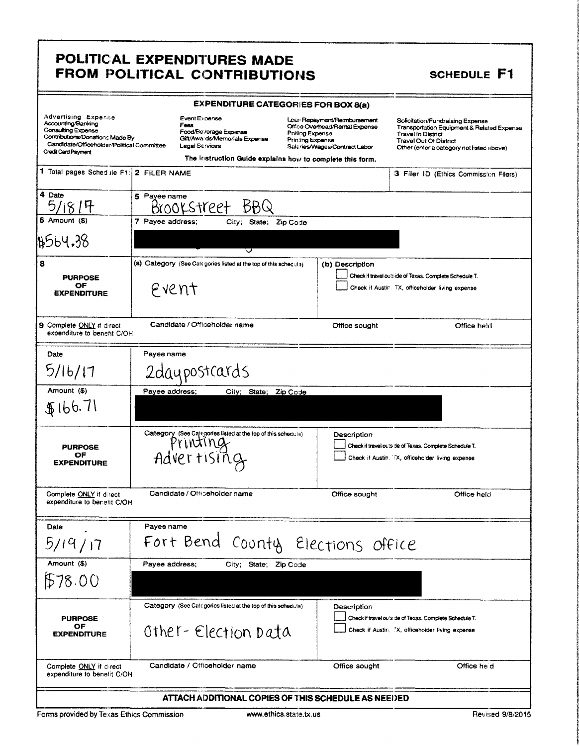# POLITICAL EXPENDITURES MADE FROM POLITICAL CONTRIBUTIONS

**SCHEDULE F1**

### EXPENDITURE CATEGORIES FOR BOX 8(a)

| | | | |
|---|---|---|---|
| Advertising Expense<br>Accounting/Banking<br>Consulting Expense<br>Contributions/Donations Made By Candidate/Officeholder/Political Committee<br>Credit Card Payment | Event Expense<br>Fees<br>Food/Beverage Expense<br>Gift/Awards/Memorials Expense<br>Legal Services | Loan Repayment/Reimbursement<br>Office Overhead/Rental Expense<br>Polling Expense<br>Printing Expense<br>Salaries/Wages/Contract Labor | Solicitation/Fundraising Expense<br>Transportation Equipment & Related Expense<br>Travel In District<br>Travel Out Of District<br>Other (enter a category not listed above) |

The Instruction Guide explains how to complete this form.

| | | | |
|---|---|---|---|
| 1 Total pages Schedule F1: | 2 FILER NAME | | 3 Filer ID (Ethics Commission Filers) |
| 4 Date<br>5/18/17 | 5 Payee name<br>BrookStreet BBQ | | |
| 6 Amount ($)<br>$564.38 | 7 Payee address; City; State; Zip Code<br>[REDACTED] | | |
| 8 PURPOSE OF EXPENDITURE | (a) Category (See Categories listed at the top of this schedule)<br>Event | (b) Description<br>☐ Check if travel outside of Texas. Complete Schedule T.<br>☐ Check if Austin, TX, officeholder living expense | |
| 9 Complete ONLY if direct expenditure to benefit C/OH | Candidate / Officeholder name | Office sought | Office held |

| | | | |
|---|---|---|---|
| Date<br>5/16/17 | Payee name<br>2daypostcards | | |
| Amount ($)<br>$166.71 | Payee address; City; State; Zip Code<br>[REDACTED] | | |
| PURPOSE OF EXPENDITURE | Category (See Categories listed at the top of this schedule)<br>Printing<br>Advertising | Description<br>☐ Check if travel outside of Texas. Complete Schedule T.<br>☐ Check if Austin, TX, officeholder living expense | |
| Complete ONLY if direct expenditure to benefit C/OH | Candidate / Officeholder name | Office sought | Office held |

| | | | |
|---|---|---|---|
| Date<br>5/19/17 | Payee name<br>Fort Bend County Elections office | | |
| Amount ($)<br>$78.00 | Payee address; City; State; Zip Code<br>[REDACTED] | | |
| PURPOSE OF EXPENDITURE | Category (See Categories listed at the top of this schedule)<br>Other- Election Data | Description<br>☐ Check if travel outside of Texas. Complete Schedule T.<br>☐ Check if Austin, TX, officeholder living expense | |
| Complete ONLY if direct expenditure to benefit C/OH | Candidate / Officeholder name | Office sought | Office held |

**ATTACH ADDITIONAL COPIES OF THIS SCHEDULE AS NEEDED**

Forms provided by Texas Ethics Commission www.ethics.state.tx.us Revised 9/8/2015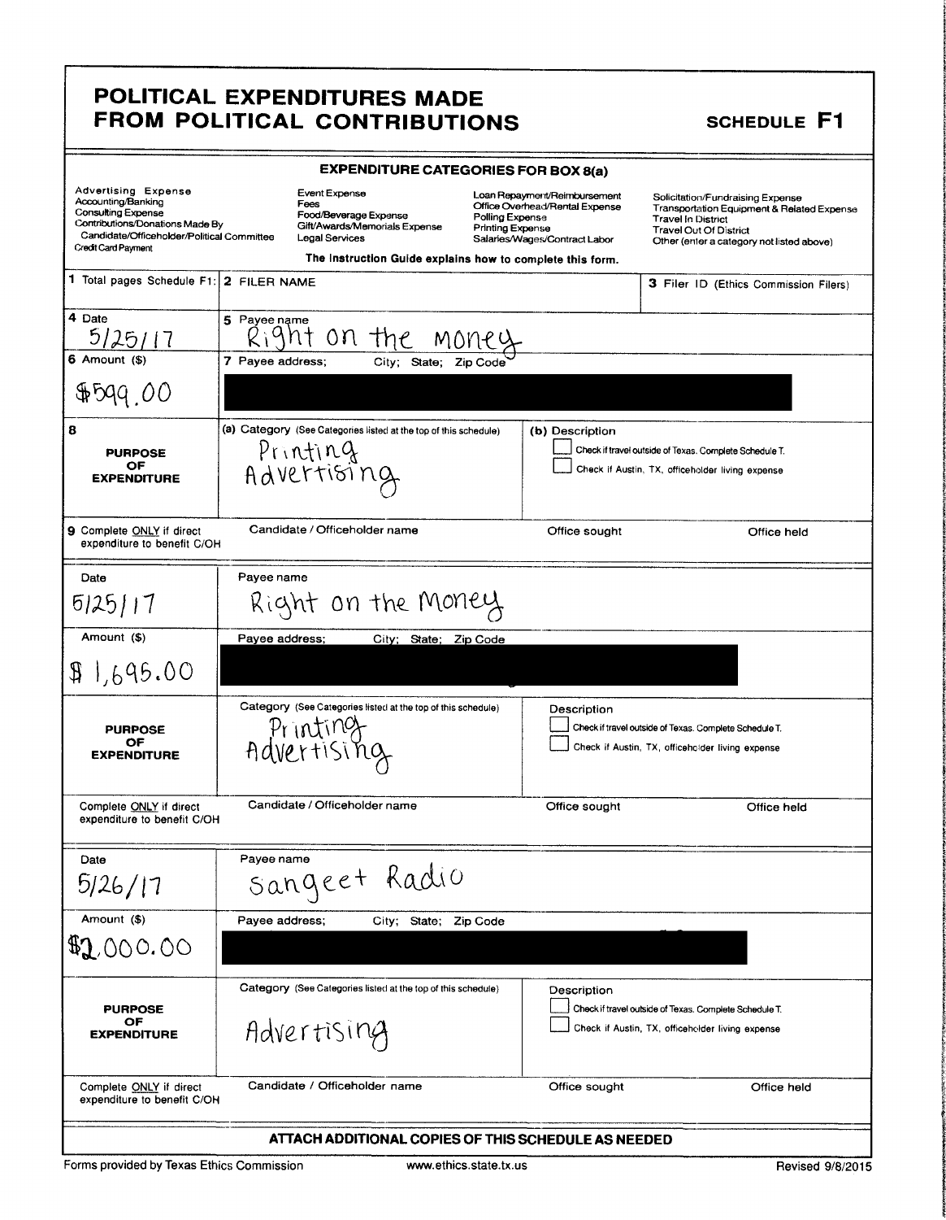# POLITICAL EXPENDITURES MADE FROM POLITICAL CONTRIBUTIONS

## SCHEDULE F1

### EXPENDITURE CATEGORIES FOR BOX 8(a)

| | | | |
|---|---|---|---|
| Advertising Expense | Event Expense | Loan Repayment/Reimbursement | Solicitation/Fundraising Expense |
| Accounting/Banking | Fees | Office Overhead/Rental Expense | Transportation Equipment & Related Expense |
| Consulting Expense | Food/Beverage Expense | Polling Expense | Travel In District |
| Contributions/Donations Made By Candidate/Officeholder/Political Committee | Gift/Awards/Memorials Expense | Printing Expense | Travel Out Of District |
| Credit Card Payment | Legal Services | Salaries/Wages/Contract Labor | Other (enter a category not listed above) |

The Instruction Guide explains how to complete this form.

| | | |
|---|---|---|
| 1 Total pages Schedule F1: | 2 FILER NAME | 3 Filer ID (Ethics Commission Filers) |

| | | | |
|---|---|---|---|
| 4 Date: 5/25/17 | 5 Payee name: Right on the Money | | |
| 6 Amount ($): $599.00 | 7 Payee address; City; State; Zip Code: [REDACTED] | | |
| 8 PURPOSE OF EXPENDITURE | (a) Category: Printing Advertising | (b) Description: ☐ Check if travel outside of Texas. Complete Schedule T. ☐ Check if Austin, TX, officeholder living expense | |
| 9 Complete ONLY if direct expenditure to benefit C/OH | Candidate / Officeholder name | Office sought | Office held |

| | | | |
|---|---|---|---|
| Date: 5/25/17 | Payee name: Right on the Money | | |
| Amount ($): $1,695.00 | Payee address; City; State; Zip Code: [REDACTED] | | |
| PURPOSE OF EXPENDITURE | Category: Printing Advertising | Description: ☐ Check if travel outside of Texas. Complete Schedule T. ☐ Check if Austin, TX, officeholder living expense | |
| Complete ONLY if direct expenditure to benefit C/OH | Candidate / Officeholder name | Office sought | Office held |

| | | | |
|---|---|---|---|
| Date: 5/26/17 | Payee name: Sangeet Radio | | |
| Amount ($): $2,000.00 | Payee address; City; State; Zip Code: [REDACTED] | | |
| PURPOSE OF EXPENDITURE | Category: Advertising | Description: ☐ Check if travel outside of Texas. Complete Schedule T. ☐ Check if Austin, TX, officeholder living expense | |
| Complete ONLY if direct expenditure to benefit C/OH | Candidate / Officeholder name | Office sought | Office held |

**ATTACH ADDITIONAL COPIES OF THIS SCHEDULE AS NEEDED**

Forms provided by Texas Ethics Commission www.ethics.state.tx.us Revised 9/8/2015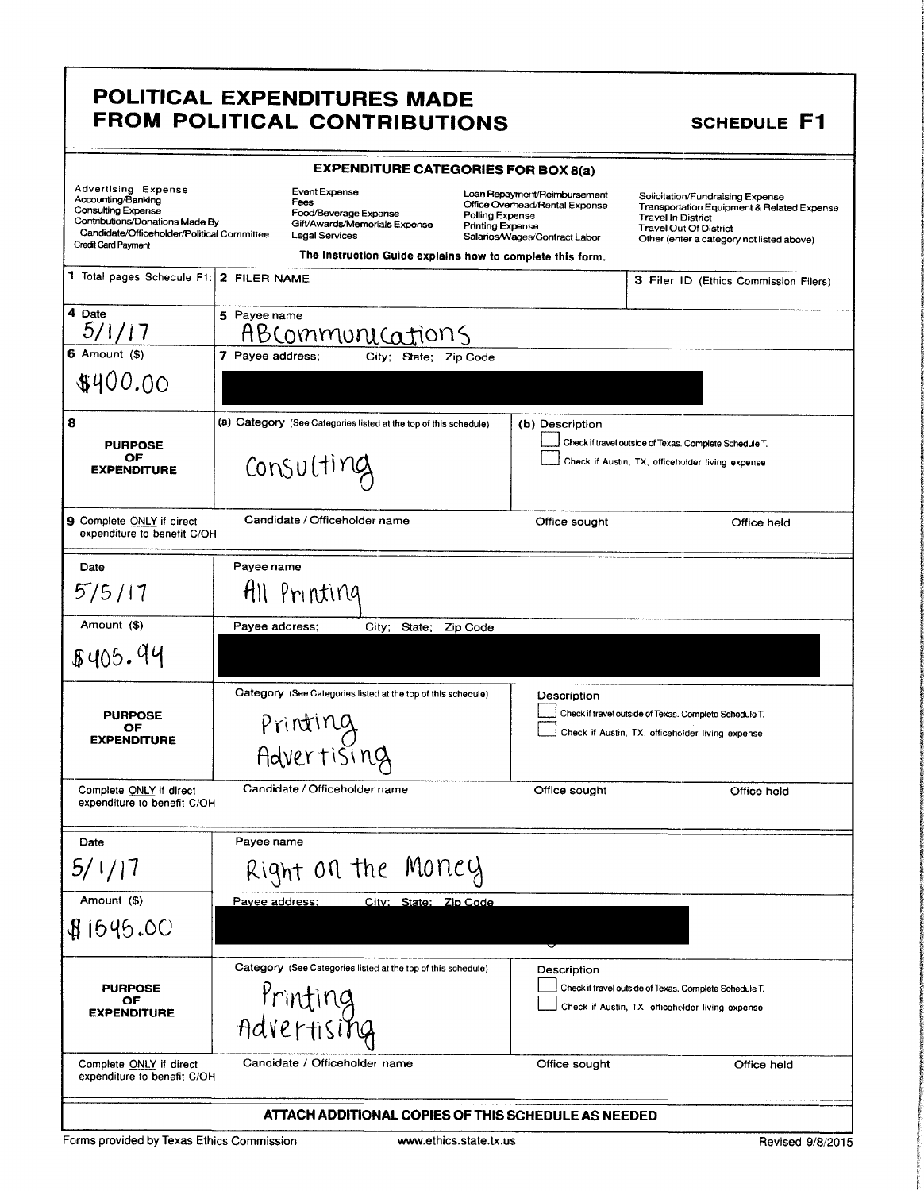# POLITICAL EXPENDITURES MADE FROM POLITICAL CONTRIBUTIONS

**SCHEDULE F1**

**EXPENDITURE CATEGORIES FOR BOX 8(a)**

| | | | |
|---|---|---|---|
| Advertising Expense<br>Accounting/Banking<br>Consulting Expense<br>Contributions/Donations Made By Candidate/Officeholder/Political Committee<br>Credit Card Payment | Event Expense<br>Fees<br>Food/Beverage Expense<br>Gift/Awards/Memorials Expense<br>Legal Services | Loan Repayment/Reimbursement<br>Office Overhead/Rental Expense<br>Polling Expense<br>Printing Expense<br>Salaries/Wages/Contract Labor | Solicitation/Fundraising Expense<br>Transportation Equipment & Related Expense<br>Travel In District<br>Travel Out Of District<br>Other (enter a category not listed above) |

The Instruction Guide explains how to complete this form.

| | | | |
|---|---|---|---|
| 1 Total pages Schedule F1: | 2 FILER NAME | | 3 Filer ID (Ethics Commission Filers) |
| 4 Date<br>5/1/17 | 5 Payee name<br>ABCommunications | | |
| 6 Amount ($)<br>$400.00 | 7 Payee address; City; State; Zip Code | | |
| 8 PURPOSE OF EXPENDITURE | (a) Category (See Categories listed at the top of this schedule)<br>Consulting | (b) Description<br>☐ Check if travel outside of Texas. Complete Schedule T.<br>☐ Check if Austin, TX, officeholder living expense | |
| 9 Complete ONLY if direct expenditure to benefit C/OH | Candidate / Officeholder name | Office sought | Office held |
| Date<br>5/5/17 | Payee name<br>All Printing | | |
| Amount ($)<br>$405.94 | Payee address; City; State; Zip Code | | |
| PURPOSE OF EXPENDITURE | Category (See Categories listed at the top of this schedule)<br>Printing Advertising | Description<br>☐ Check if travel outside of Texas. Complete Schedule T.<br>☐ Check if Austin, TX, officeholder living expense | |
| Complete ONLY if direct expenditure to benefit C/OH | Candidate / Officeholder name | Office sought | Office held |
| Date<br>5/1/17 | Payee name<br>Right on the Money | | |
| Amount ($)<br>$1545.00 | Payee address; City; State; Zip Code | | |
| PURPOSE OF EXPENDITURE | Category (See Categories listed at the top of this schedule)<br>Printing Advertising | Description<br>☐ Check if travel outside of Texas. Complete Schedule T.<br>☐ Check if Austin, TX, officeholder living expense | |
| Complete ONLY if direct expenditure to benefit C/OH | Candidate / Officeholder name | Office sought | Office held |

**ATTACH ADDITIONAL COPIES OF THIS SCHEDULE AS NEEDED**

Forms provided by Texas Ethics Commission www.ethics.state.tx.us Revised 9/8/2015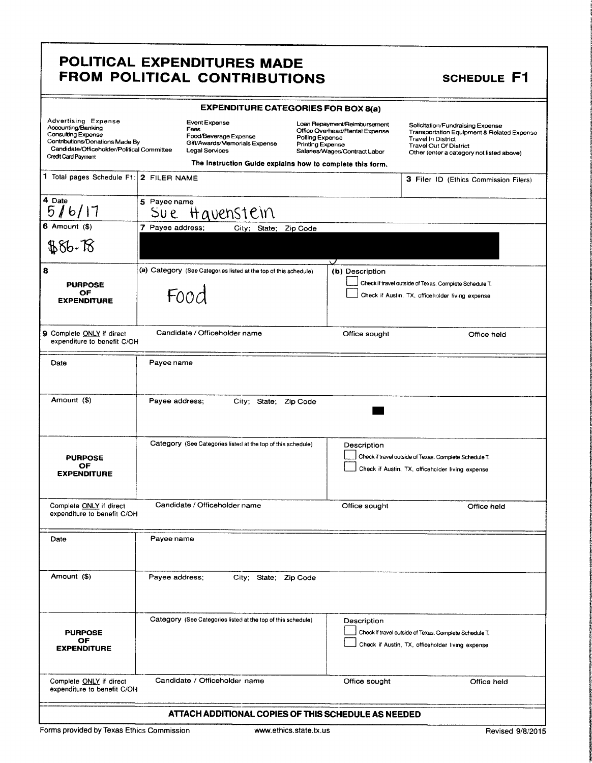# POLITICAL EXPENDITURES MADE FROM POLITICAL CONTRIBUTIONS

**SCHEDULE F1**

**EXPENDITURE CATEGORIES FOR BOX 8(a)**

Advertising Expense
Accounting/Banking
Consulting Expense
Contributions/Donations Made By Candidate/Officeholder/Political Committee
Credit Card Payment

Event Expense
Fees
Food/Beverage Expense
Gift/Awards/Memorials Expense
Legal Services

Loan Repayment/Reimbursement
Office Overhead/Rental Expense
Polling Expense
Printing Expense
Salaries/Wages/Contract Labor

Solicitation/Fundraising Expense
Transportation Equipment & Related Expense
Travel In District
Travel Out Of District
Other (enter a category not listed above)

**The Instruction Guide explains how to complete this form.**

| | | |
|---|---|---|
| 1 Total pages Schedule F1: | 2 FILER NAME | 3 Filer ID (Ethics Commission Filers) |

| | | |
|---|---|---|
| 4 Date: 5/6/17 | 5 Payee name: Sue Havenstein | |
| 6 Amount ($): $86.78 | 7 Payee address; City; State; Zip Code: | |
| 8 PURPOSE OF EXPENDITURE | (a) Category (See Categories listed at the top of this schedule): Food | (b) Description ☐ Check if travel outside of Texas. Complete Schedule T. ☐ Check if Austin, TX, officeholder living expense |
| 9 Complete ONLY if direct expenditure to benefit C/OH | Candidate / Officeholder name | Office sought / Office held |

| | | |
|---|---|---|
| Date | Payee name | |
| Amount ($) | Payee address; City; State; Zip Code | |
| PURPOSE OF EXPENDITURE | Category (See Categories listed at the top of this schedule) | Description ☐ Check if travel outside of Texas. Complete Schedule T. ☐ Check if Austin, TX, officeholder living expense |
| Complete ONLY if direct expenditure to benefit C/OH | Candidate / Officeholder name | Office sought / Office held |

| | | |
|---|---|---|
| Date | Payee name | |
| Amount ($) | Payee address; City; State; Zip Code | |
| PURPOSE OF EXPENDITURE | Category (See Categories listed at the top of this schedule) | Description ☐ Check if travel outside of Texas. Complete Schedule T. ☐ Check if Austin, TX, officeholder living expense |
| Complete ONLY if direct expenditure to benefit C/OH | Candidate / Officeholder name | Office sought / Office held |

**ATTACH ADDITIONAL COPIES OF THIS SCHEDULE AS NEEDED**

Forms provided by Texas Ethics Commission www.ethics.state.tx.us Revised 9/8/2015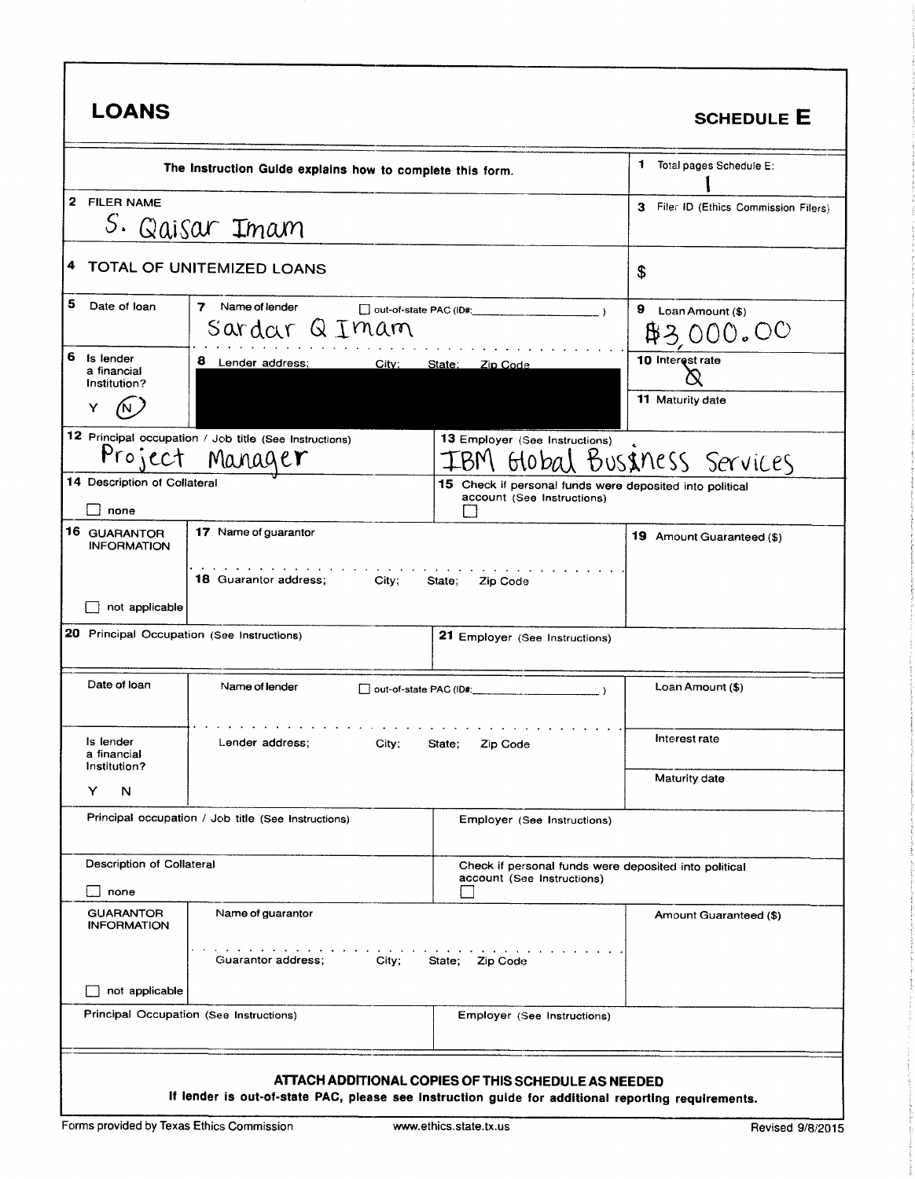# LOANS

## SCHEDULE E

| | |
|---|---|
| The Instruction Guide explains how to complete this form. | 1 Total pages Schedule E: 1 |
| 2 FILER NAME S. Qaisar Imam | 3 Filer ID (Ethics Commission Filers) |
| 4 TOTAL OF UNITEMIZED LOANS | $ |

| | | | |
|---|---|---|---|
| 5 Date of loan | 7 Name of lender ☐ out-of-state PAC (ID#: ) Sardar Q Imam | | 9 Loan Amount ($) $3,000.00 |
| 6 Is lender a financial institution? Y (N) | 8 Lender address; City; State; Zip Code [REDACTED] | | 10 Interest rate 0 |
| | | | 11 Maturity date |
| 12 Principal occupation / Job title (See Instructions) Project Manager | | 13 Employer (See Instructions) IBM Global Bussiness Services | |
| 14 Description of Collateral ☐ none | | 15 Check if personal funds were deposited into political account (See Instructions) ☐ | |
| 16 GUARANTOR INFORMATION ☐ not applicable | 17 Name of guarantor | | 19 Amount Guaranteed ($) |
| | 18 Guarantor address; City; State; Zip Code | | |
| 20 Principal Occupation (See Instructions) | | 21 Employer (See Instructions) | |

| | | | |
|---|---|---|---|
| Date of loan | Name of lender ☐ out-of-state PAC (ID#: ) | | Loan Amount ($) |
| Is lender a financial institution? Y N | Lender address; City; State; Zip Code | | Interest rate |
| | | | Maturity date |
| Principal occupation / Job title (See Instructions) | | Employer (See Instructions) | |
| Description of Collateral ☐ none | | Check if personal funds were deposited into political account (See Instructions) ☐ | |
| GUARANTOR INFORMATION ☐ not applicable | Name of guarantor | | Amount Guaranteed ($) |
| | Guarantor address; City; State; Zip Code | | |
| Principal Occupation (See Instructions) | | Employer (See Instructions) | |

**ATTACH ADDITIONAL COPIES OF THIS SCHEDULE AS NEEDED**

**If lender is out-of-state PAC, please see instruction guide for additional reporting requirements.**

Forms provided by Texas Ethics Commission www.ethics.state.tx.us Revised 9/8/2015